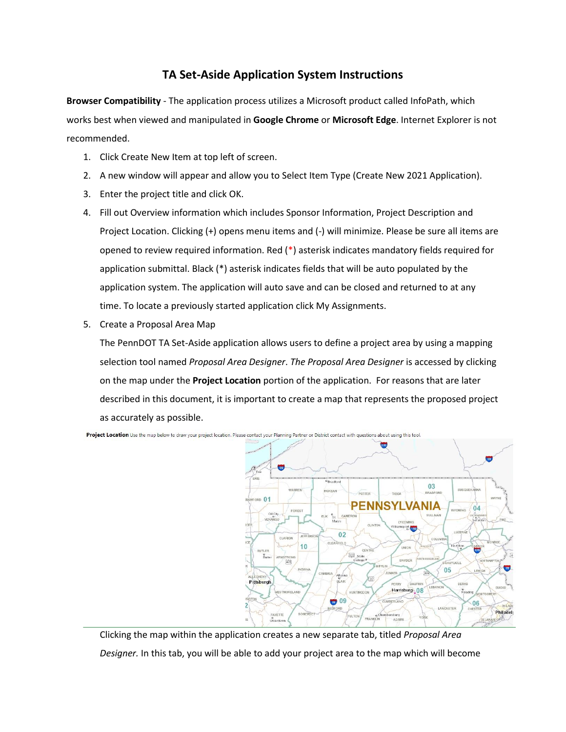# TA Set-Aside Application System Instructions

**Browser Compatibility** - The application process utilizes a Microsoft product called InfoPath, which works best when viewed and manipulated in **Google Chrome** or **Microsoft Edge**. Internet Explorer is not recommended.

1. Click Create New Item at top left of screen.
2. A new window will appear and allow you to Select Item Type (Create New 2021 Application).
3. Enter the project title and click OK.
4. Fill out Overview information which includes Sponsor Information, Project Description and Project Location. Clicking (+) opens menu items and (-) will minimize. Please be sure all items are opened to review required information. Red (*) asterisk indicates mandatory fields required for application submittal. Black (*) asterisk indicates fields that will be auto populated by the application system. The application will auto save and can be closed and returned to at any time. To locate a previously started application click My Assignments.
5. Create a Proposal Area Map

   The PennDOT TA Set-Aside application allows users to define a project area by using a mapping selection tool named *Proposal Area Designer*. *The Proposal Area Designer* is accessed by clicking on the map under the **Project Location** portion of the application. For reasons that are later described in this document, it is important to create a map that represents the proposed project as accurately as possible.

**Project Location** Use the map below to draw your project location. Please contact your Planning Partner or District contact with questions about using this tool.

Clicking the map within the application creates a new separate tab, titled *Proposal Area Designer.* In this tab, you will be able to add your project area to the map which will become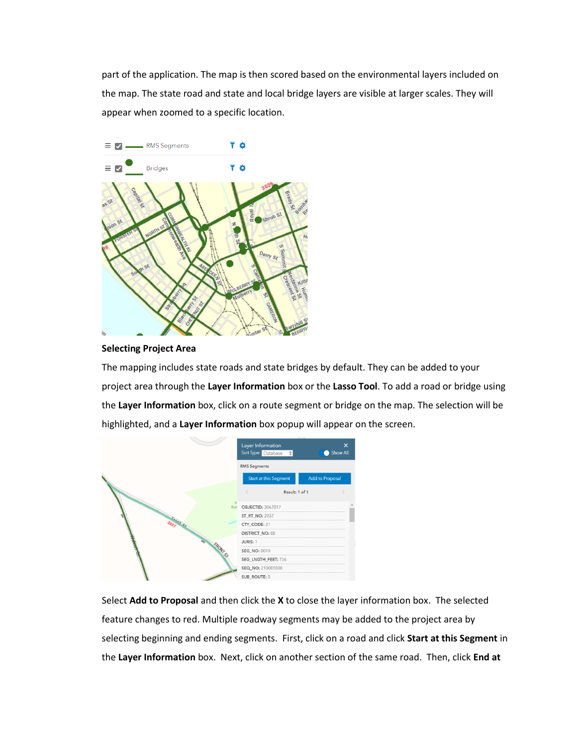part of the application. The map is then scored based on the environmental layers included on the map. The state road and state and local bridge layers are visible at larger scales. They will appear when zoomed to a specific location.

## Selecting Project Area

The mapping includes state roads and state bridges by default. They can be added to your project area through the **Layer Information** box or the **Lasso Tool**. To add a road or bridge using the **Layer Information** box, click on a route segment or bridge on the map. The selection will be highlighted, and a **Layer Information** box popup will appear on the screen.

Select **Add to Proposal** and then click the **X** to close the layer information box. The selected feature changes to red. Multiple roadway segments may be added to the project area by selecting beginning and ending segments. First, click on a road and click **Start at this Segment** in the **Layer Information** box. Next, click on another section of the same road. Then, click **End at**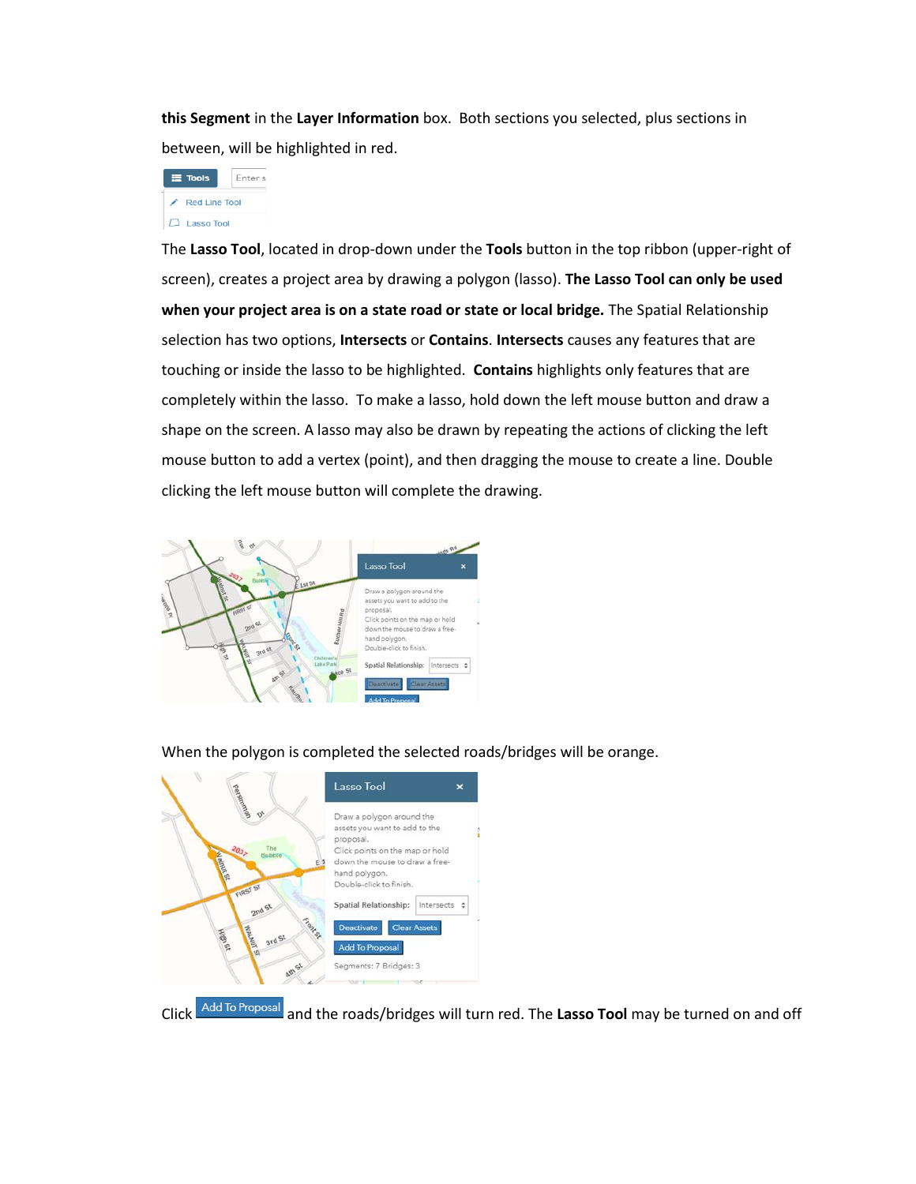**this Segment** in the **Layer Information** box. Both sections you selected, plus sections in between, will be highlighted in red.

The **Lasso Tool**, located in drop-down under the **Tools** button in the top ribbon (upper-right of screen), creates a project area by drawing a polygon (lasso). **The Lasso Tool can only be used when your project area is on a state road or state or local bridge.** The Spatial Relationship selection has two options, **Intersects** or **Contains**. **Intersects** causes any features that are touching or inside the lasso to be highlighted. **Contains** highlights only features that are completely within the lasso. To make a lasso, hold down the left mouse button and draw a shape on the screen. A lasso may also be drawn by repeating the actions of clicking the left mouse button to add a vertex (point), and then dragging the mouse to create a line. Double clicking the left mouse button will complete the drawing.

When the polygon is completed the selected roads/bridges will be orange.

Click Add To Proposal and the roads/bridges will turn red. The **Lasso Tool** may be turned on and off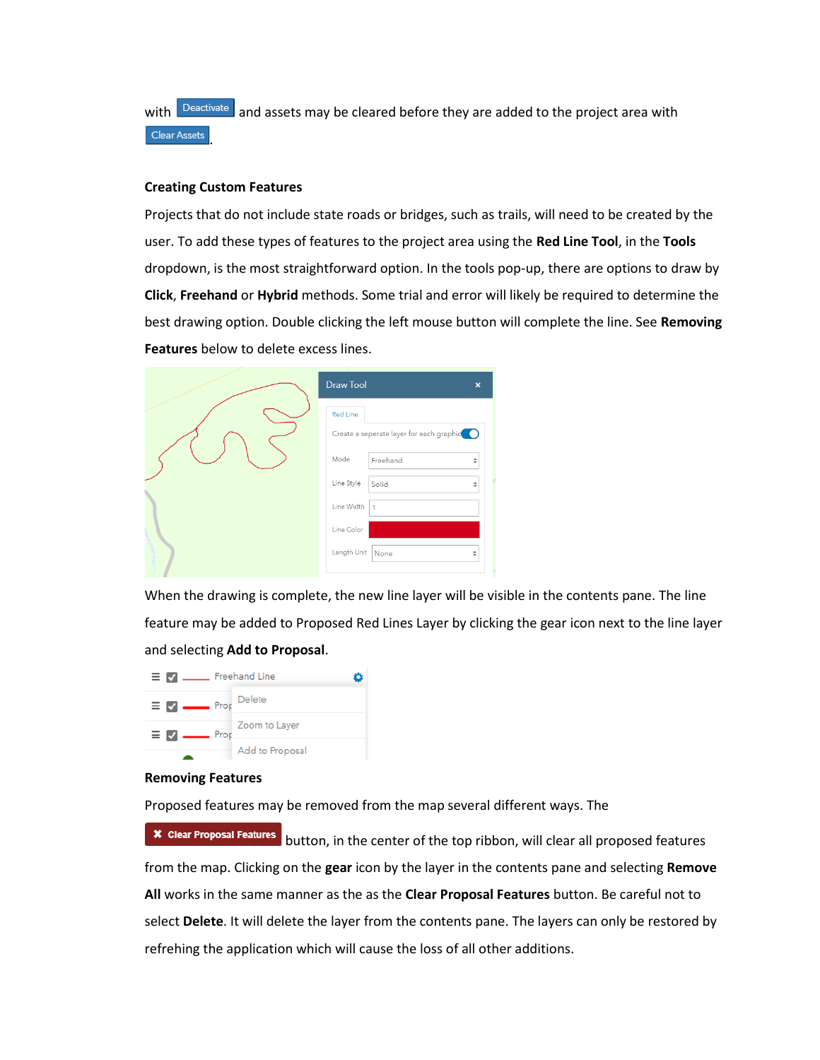with Deactivate and assets may be cleared before they are added to the project area with Clear Assets.

**Creating Custom Features**

Projects that do not include state roads or bridges, such as trails, will need to be created by the user. To add these types of features to the project area using the **Red Line Tool**, in the **Tools** dropdown, is the most straightforward option. In the tools pop-up, there are options to draw by **Click**, **Freehand** or **Hybrid** methods. Some trial and error will likely be required to determine the best drawing option. Double clicking the left mouse button will complete the line. See **Removing Features** below to delete excess lines.

When the drawing is complete, the new line layer will be visible in the contents pane. The line feature may be added to Proposed Red Lines Layer by clicking the gear icon next to the line layer and selecting **Add to Proposal**.

**Removing Features**

Proposed features may be removed from the map several different ways. The ✖ **Clear Proposal Features** button, in the center of the top ribbon, will clear all proposed features from the map. Clicking on the **gear** icon by the layer in the contents pane and selecting **Remove All** works in the same manner as the as the **Clear Proposal Features** button. Be careful not to select **Delete**. It will delete the layer from the contents pane. The layers can only be restored by refrehing the application which will cause the loss of all other additions.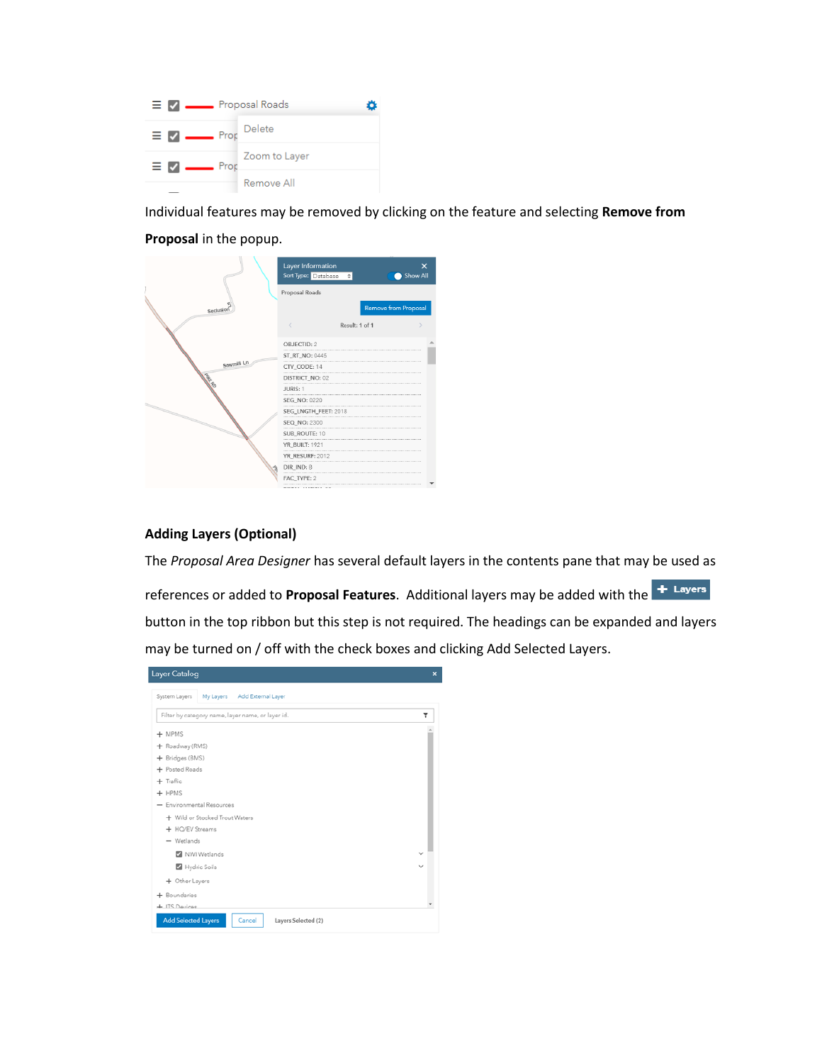Individual features may be removed by clicking on the feature and selecting **Remove from Proposal** in the popup.

## Adding Layers (Optional)

The *Proposal Area Designer* has several default layers in the contents pane that may be used as references or added to **Proposal Features**. Additional layers may be added with the **+ Layers** button in the top ribbon but this step is not required. The headings can be expanded and layers may be turned on / off with the check boxes and clicking Add Selected Layers.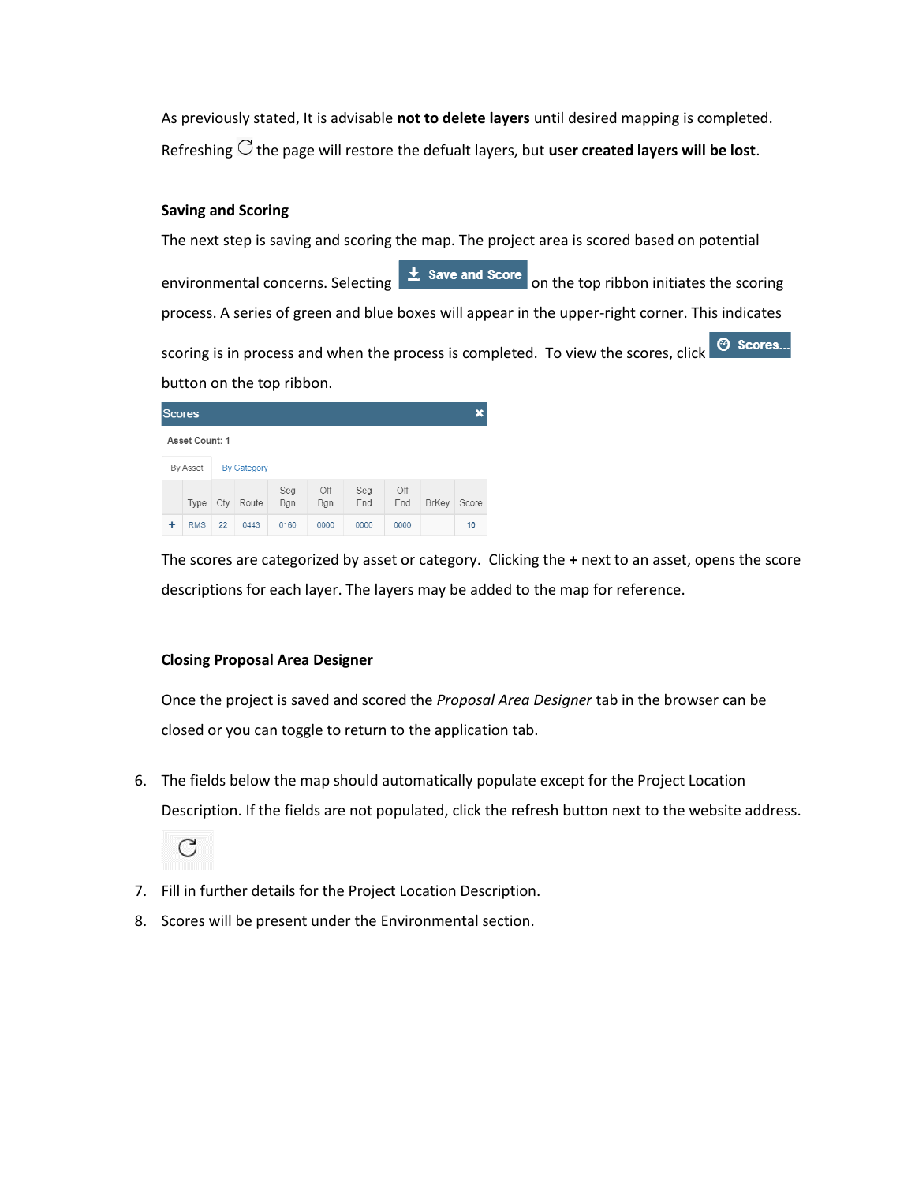As previously stated, It is advisable **not to delete layers** until desired mapping is completed. Refreshing the page will restore the defualt layers, but **user created layers will be lost**.

**Saving and Scoring**

The next step is saving and scoring the map. The project area is scored based on potential environmental concerns. Selecting **Save and Score** on the top ribbon initiates the scoring process. A series of green and blue boxes will appear in the upper-right corner. This indicates scoring is in process and when the process is completed. To view the scores, click **Scores...** button on the top ribbon.

Scores

Asset Count: 1

By Asset | By Category

| | Type | Cty | Route | Seg Bgn | Off Bgn | Seg End | Off End | BrKey | Score |
|---|---|---|---|---|---|---|---|---|---|
| + | RMS | 22 | 0443 | 0160 | 0000 | 0000 | 0000 | | 10 |

The scores are categorized by asset or category. Clicking the **+** next to an asset, opens the score descriptions for each layer. The layers may be added to the map for reference.

**Closing Proposal Area Designer**

Once the project is saved and scored the *Proposal Area Designer* tab in the browser can be closed or you can toggle to return to the application tab.

6. The fields below the map should automatically populate except for the Project Location Description. If the fields are not populated, click the refresh button next to the website address.
7. Fill in further details for the Project Location Description.
8. Scores will be present under the Environmental section.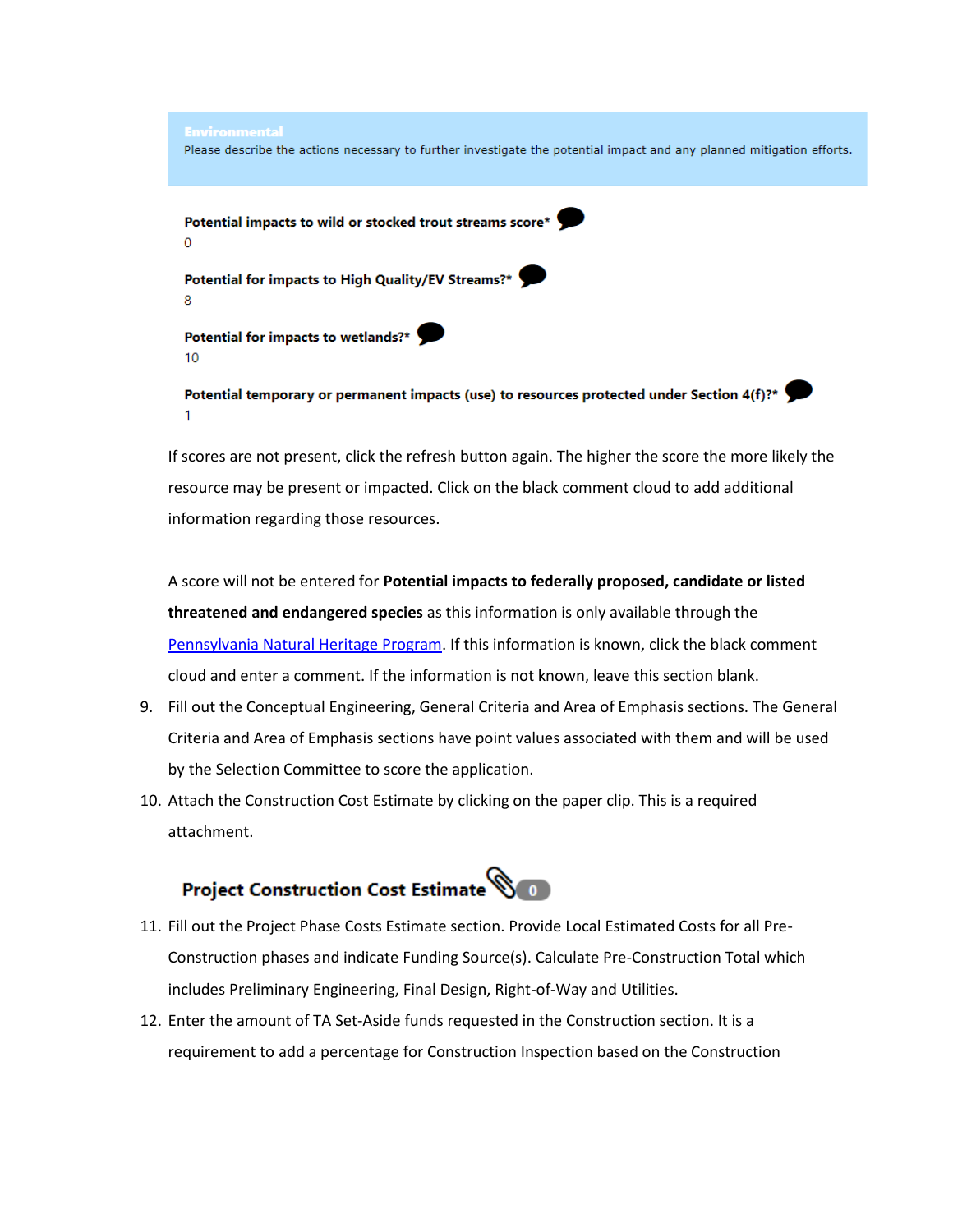**Environmental**

Please describe the actions necessary to further investigate the potential impact and any planned mitigation efforts.

**Potential impacts to wild or stocked trout streams score***

0

**Potential for impacts to High Quality/EV Streams?***

8

**Potential for impacts to wetlands?***

10

**Potential temporary or permanent impacts (use) to resources protected under Section 4(f)?***

1

If scores are not present, click the refresh button again. The higher the score the more likely the resource may be present or impacted. Click on the black comment cloud to add additional information regarding those resources.

A score will not be entered for **Potential impacts to federally proposed, candidate or listed threatened and endangered species** as this information is only available through the Pennsylvania Natural Heritage Program. If this information is known, click the black comment cloud and enter a comment. If the information is not known, leave this section blank.

9. Fill out the Conceptual Engineering, General Criteria and Area of Emphasis sections. The General Criteria and Area of Emphasis sections have point values associated with them and will be used by the Selection Committee to score the application.
10. Attach the Construction Cost Estimate by clicking on the paper clip. This is a required attachment.

**Project Construction Cost Estimate** 0

11. Fill out the Project Phase Costs Estimate section. Provide Local Estimated Costs for all Pre-Construction phases and indicate Funding Source(s). Calculate Pre-Construction Total which includes Preliminary Engineering, Final Design, Right-of-Way and Utilities.
12. Enter the amount of TA Set-Aside funds requested in the Construction section. It is a requirement to add a percentage for Construction Inspection based on the Construction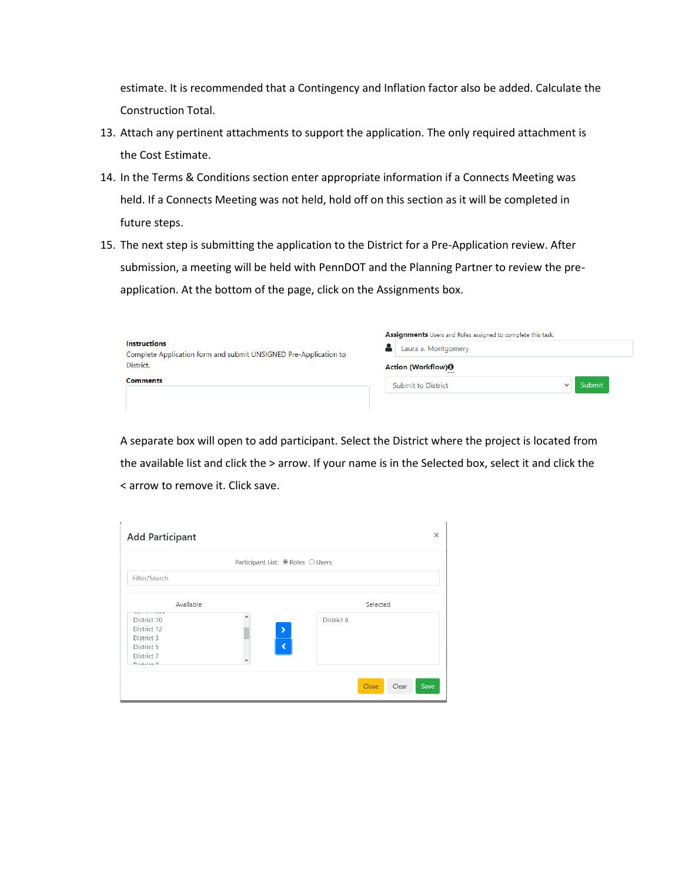estimate. It is recommended that a Contingency and Inflation factor also be added. Calculate the Construction Total.

13. Attach any pertinent attachments to support the application. The only required attachment is the Cost Estimate.
14. In the Terms & Conditions section enter appropriate information if a Connects Meeting was held. If a Connects Meeting was not held, hold off on this section as it will be completed in future steps.
15. The next step is submitting the application to the District for a Pre-Application review. After submission, a meeting will be held with PennDOT and the Planning Partner to review the pre-application. At the bottom of the page, click on the Assignments box.

**Instructions**
Complete Application form and submit UNSIGNED Pre-Application to District.

**Comments**

**Assignments** Users and Roles assigned to complete this task.
Laura a. Montgomery

**Action (Workflow)**
Submit to District | Submit

A separate box will open to add participant. Select the District where the project is located from the available list and click the > arrow. If your name is in the Selected box, select it and click the < arrow to remove it. Click save.

**Add Participant**

Participant List: Roles Users

Filter/Search

Available: District 10, District 12, District 3, District 5, District 7

Selected: District 8

Close | Clear | Save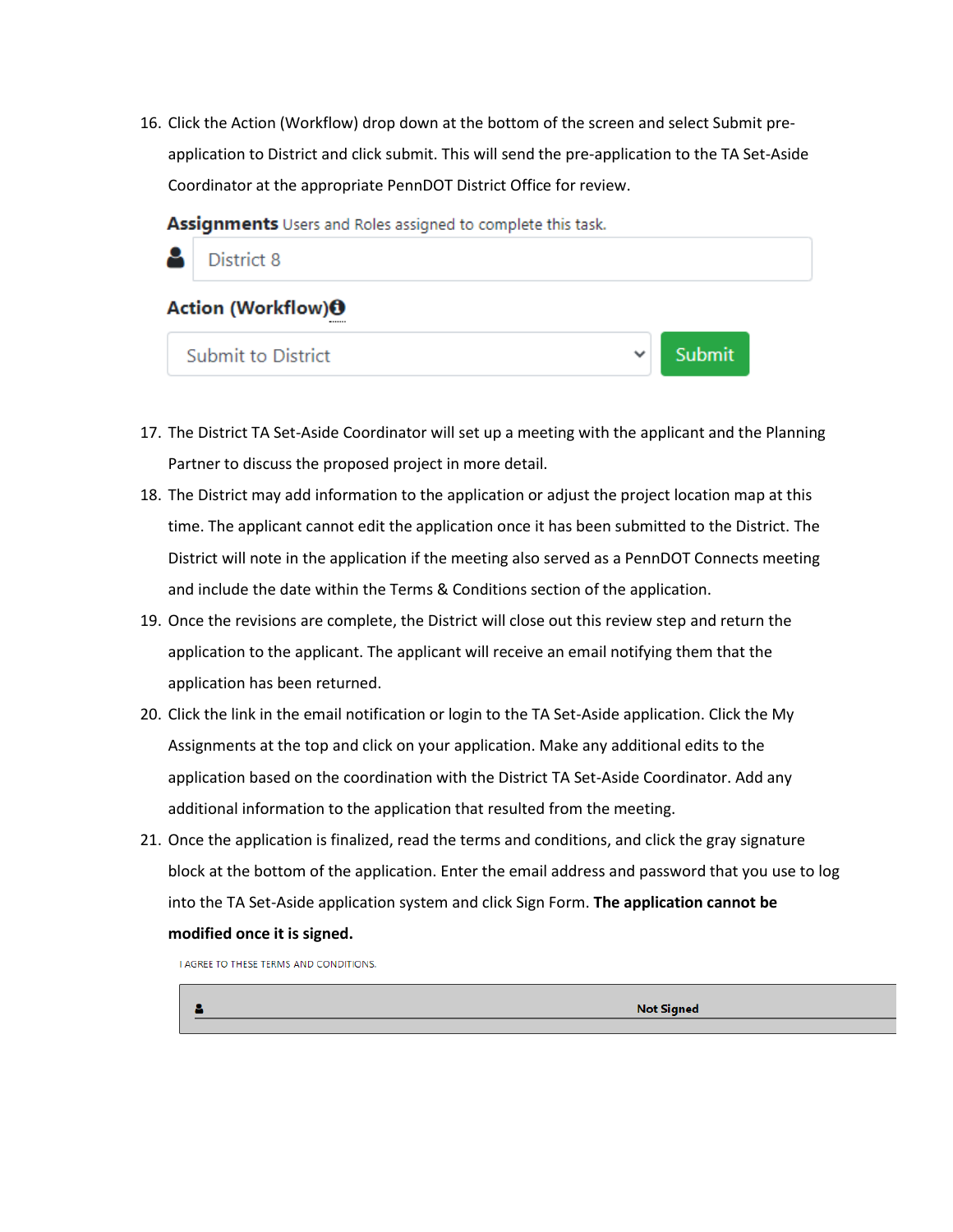16. Click the Action (Workflow) drop down at the bottom of the screen and select Submit pre-application to District and click submit. This will send the pre-application to the TA Set-Aside Coordinator at the appropriate PennDOT District Office for review.

    **Assignments** Users and Roles assigned to complete this task.

    District 8

    **Action (Workflow)**

    Submit to District | Submit

17. The District TA Set-Aside Coordinator will set up a meeting with the applicant and the Planning Partner to discuss the proposed project in more detail.
18. The District may add information to the application or adjust the project location map at this time. The applicant cannot edit the application once it has been submitted to the District. The District will note in the application if the meeting also served as a PennDOT Connects meeting and include the date within the Terms & Conditions section of the application.
19. Once the revisions are complete, the District will close out this review step and return the application to the applicant. The applicant will receive an email notifying them that the application has been returned.
20. Click the link in the email notification or login to the TA Set-Aside application. Click the My Assignments at the top and click on your application. Make any additional edits to the application based on the coordination with the District TA Set-Aside Coordinator. Add any additional information to the application that resulted from the meeting.
21. Once the application is finalized, read the terms and conditions, and click the gray signature block at the bottom of the application. Enter the email address and password that you use to log into the TA Set-Aside application system and click Sign Form. **The application cannot be modified once it is signed.**

    I AGREE TO THESE TERMS AND CONDITIONS.

    **Not Signed**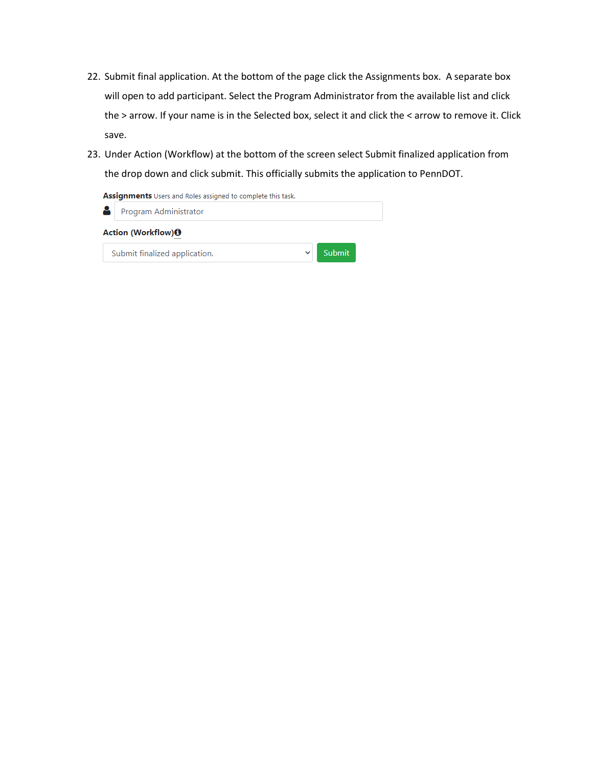22. Submit final application. At the bottom of the page click the Assignments box. A separate box will open to add participant. Select the Program Administrator from the available list and click the > arrow. If your name is in the Selected box, select it and click the < arrow to remove it. Click save.
23. Under Action (Workflow) at the bottom of the screen select Submit finalized application from the drop down and click submit. This officially submits the application to PennDOT.

**Assignments** Users and Roles assigned to complete this task.

Program Administrator

**Action (Workflow)**

Submit finalized application.

Submit